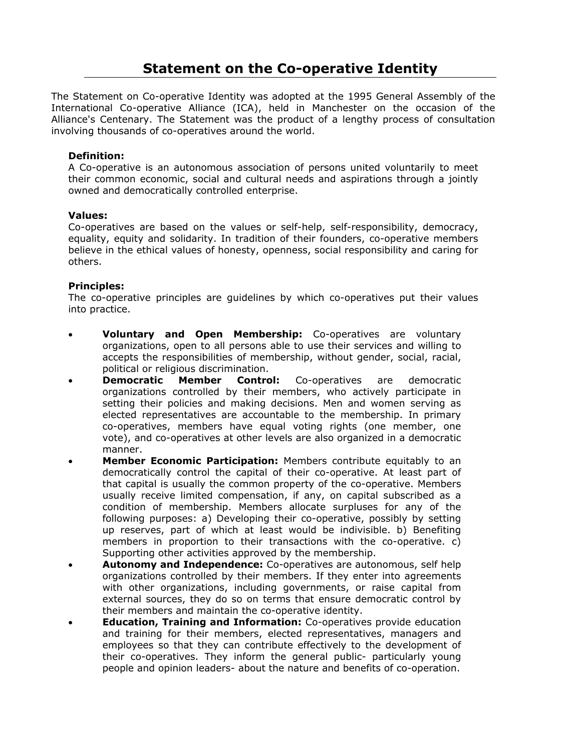# Statement on the Co-operative Identity

The Statement on Co-operative Identity was adopted at the 1995 General Assembly of the International Co-operative Alliance (ICA), held in Manchester on the occasion of the Alliance's Centenary. The Statement was the product of a lengthy process of consultation involving thousands of co-operatives around the world.

**Definition:**
A Co-operative is an autonomous association of persons united voluntarily to meet their common economic, social and cultural needs and aspirations through a jointly owned and democratically controlled enterprise.

**Values:**
Co-operatives are based on the values or self-help, self-responsibility, democracy, equality, equity and solidarity. In tradition of their founders, co-operative members believe in the ethical values of honesty, openness, social responsibility and caring for others.

**Principles:**
The co-operative principles are guidelines by which co-operatives put their values into practice.

- **Voluntary and Open Membership:** Co-operatives are voluntary organizations, open to all persons able to use their services and willing to accepts the responsibilities of membership, without gender, social, racial, political or religious discrimination.
- **Democratic Member Control:** Co-operatives are democratic organizations controlled by their members, who actively participate in setting their policies and making decisions. Men and women serving as elected representatives are accountable to the membership. In primary co-operatives, members have equal voting rights (one member, one vote), and co-operatives at other levels are also organized in a democratic manner.
- **Member Economic Participation:** Members contribute equitably to an democratically control the capital of their co-operative. At least part of that capital is usually the common property of the co-operative. Members usually receive limited compensation, if any, on capital subscribed as a condition of membership. Members allocate surpluses for any of the following purposes: a) Developing their co-operative, possibly by setting up reserves, part of which at least would be indivisible. b) Benefiting members in proportion to their transactions with the co-operative. c) Supporting other activities approved by the membership.
- **Autonomy and Independence:** Co-operatives are autonomous, self help organizations controlled by their members. If they enter into agreements with other organizations, including governments, or raise capital from external sources, they do so on terms that ensure democratic control by their members and maintain the co-operative identity.
- **Education, Training and Information:** Co-operatives provide education and training for their members, elected representatives, managers and employees so that they can contribute effectively to the development of their co-operatives. They inform the general public- particularly young people and opinion leaders- about the nature and benefits of co-operation.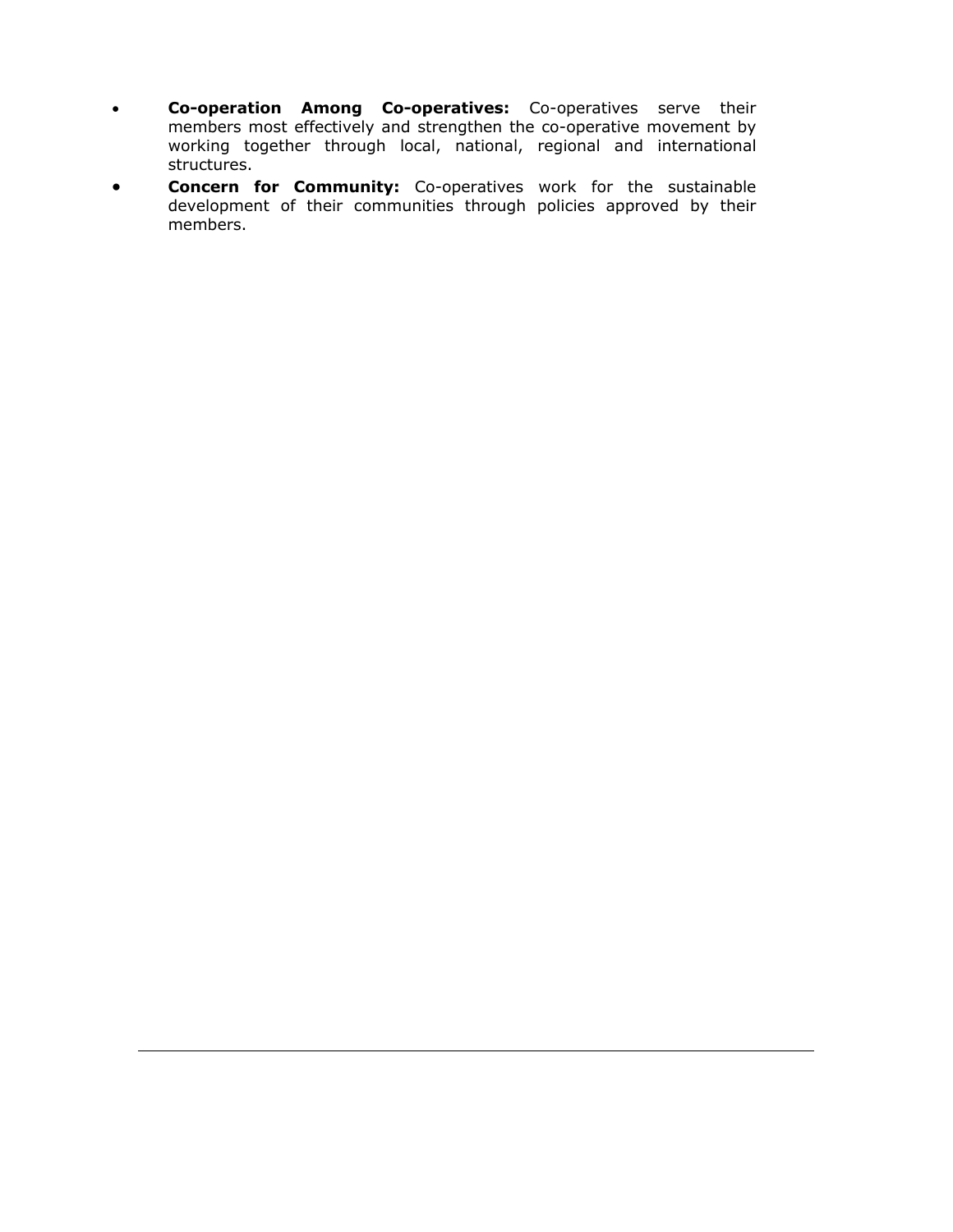- **Co-operation Among Co-operatives:** Co-operatives serve their members most effectively and strengthen the co-operative movement by working together through local, national, regional and international structures.
- **Concern for Community:** Co-operatives work for the sustainable development of their communities through policies approved by their members.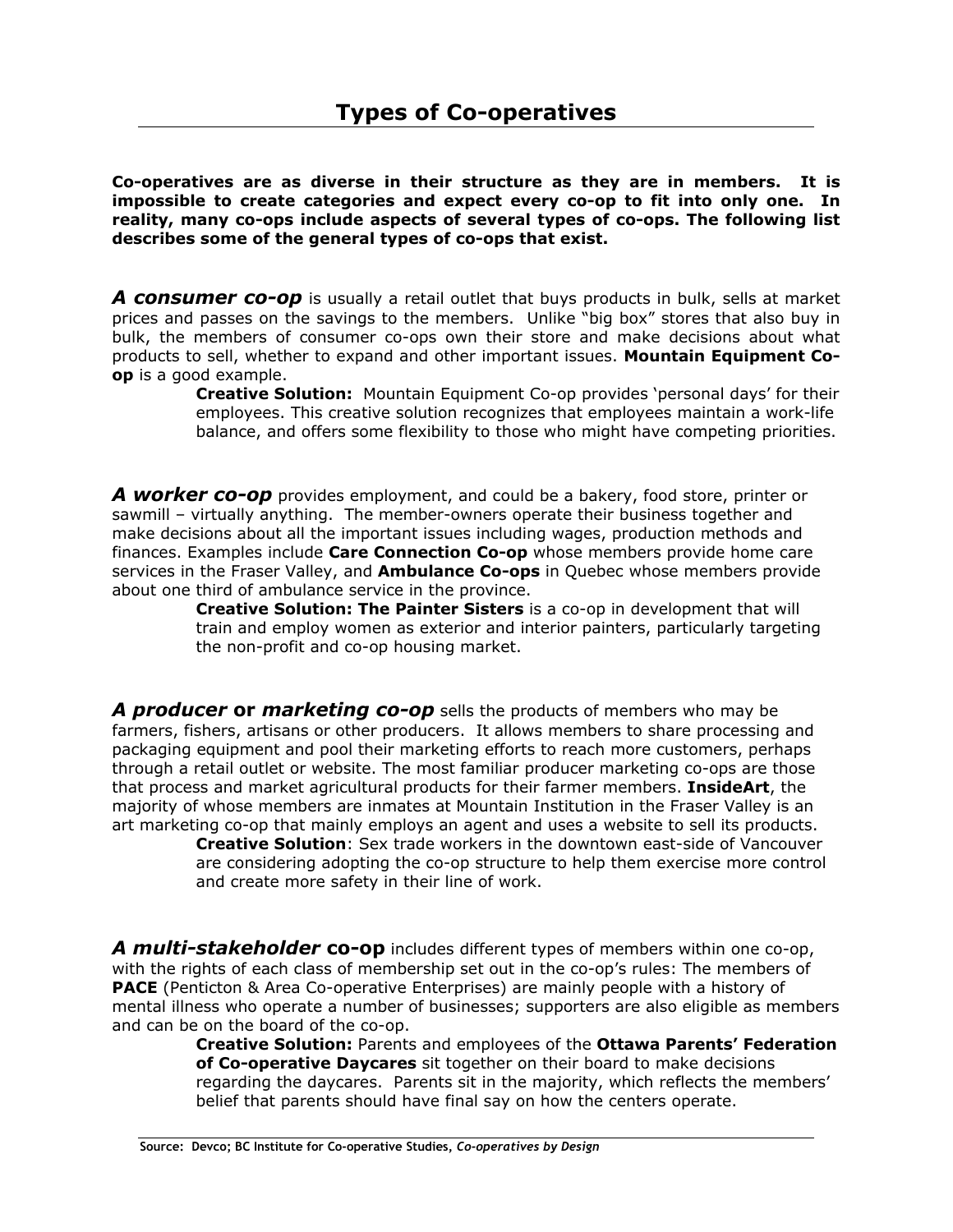# Types of Co-operatives

**Co-operatives are as diverse in their structure as they are in members. It is impossible to create categories and expect every co-op to fit into only one. In reality, many co-ops include aspects of several types of co-ops. The following list describes some of the general types of co-ops that exist.**

***A consumer co-op*** is usually a retail outlet that buys products in bulk, sells at market prices and passes on the savings to the members. Unlike "big box" stores that also buy in bulk, the members of consumer co-ops own their store and make decisions about what products to sell, whether to expand and other important issues. **Mountain Equipment Co-op** is a good example.

> **Creative Solution:** Mountain Equipment Co-op provides 'personal days' for their employees. This creative solution recognizes that employees maintain a work-life balance, and offers some flexibility to those who might have competing priorities.

***A worker co-op*** provides employment, and could be a bakery, food store, printer or sawmill – virtually anything. The member-owners operate their business together and make decisions about all the important issues including wages, production methods and finances. Examples include **Care Connection Co-op** whose members provide home care services in the Fraser Valley, and **Ambulance Co-ops** in Quebec whose members provide about one third of ambulance service in the province.

> **Creative Solution: The Painter Sisters** is a co-op in development that will train and employ women as exterior and interior painters, particularly targeting the non-profit and co-op housing market.

***A producer* or *marketing co-op*** sells the products of members who may be farmers, fishers, artisans or other producers. It allows members to share processing and packaging equipment and pool their marketing efforts to reach more customers, perhaps through a retail outlet or website. The most familiar producer marketing co-ops are those that process and market agricultural products for their farmer members. **InsideArt**, the majority of whose members are inmates at Mountain Institution in the Fraser Valley is an art marketing co-op that mainly employs an agent and uses a website to sell its products.

> **Creative Solution**: Sex trade workers in the downtown east-side of Vancouver are considering adopting the co-op structure to help them exercise more control and create more safety in their line of work.

***A multi-stakeholder* co-op** includes different types of members within one co-op, with the rights of each class of membership set out in the co-op's rules: The members of **PACE** (Penticton & Area Co-operative Enterprises) are mainly people with a history of mental illness who operate a number of businesses; supporters are also eligible as members and can be on the board of the co-op.

> **Creative Solution:** Parents and employees of the **Ottawa Parents' Federation of Co-operative Daycares** sit together on their board to make decisions regarding the daycares. Parents sit in the majority, which reflects the members' belief that parents should have final say on how the centers operate.

**Source: Devco; BC Institute for Co-operative Studies, *Co-operatives by Design***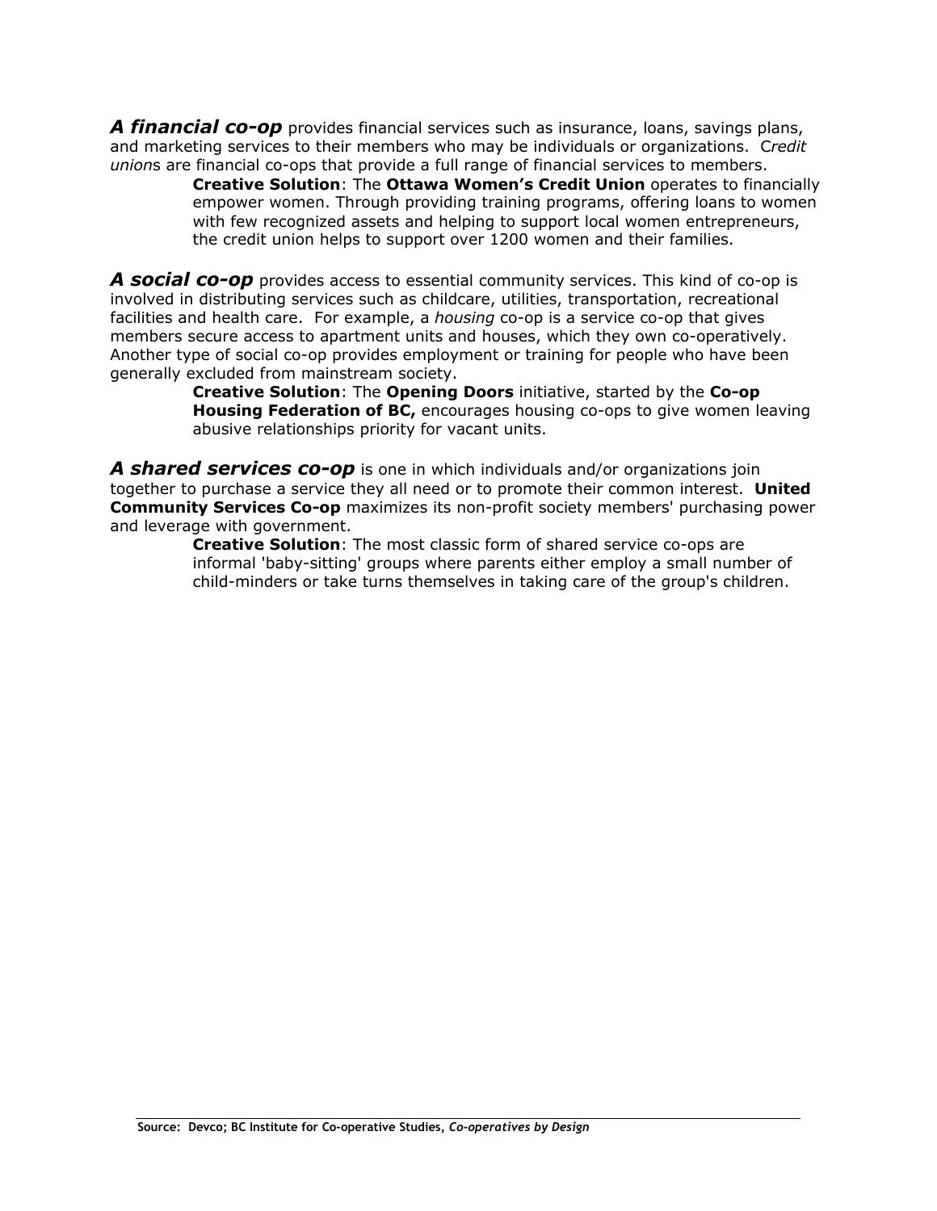***A financial co-op*** provides financial services such as insurance, loans, savings plans, and marketing services to their members who may be individuals or organizations. C*redit union*s are financial co-ops that provide a full range of financial services to members.

> **Creative Solution**: The **Ottawa Women's Credit Union** operates to financially empower women. Through providing training programs, offering loans to women with few recognized assets and helping to support local women entrepreneurs, the credit union helps to support over 1200 women and their families.

***A social co-op*** provides access to essential community services. This kind of co-op is involved in distributing services such as childcare, utilities, transportation, recreational facilities and health care. For example, a *housing* co-op is a service co-op that gives members secure access to apartment units and houses, which they own co-operatively. Another type of social co-op provides employment or training for people who have been generally excluded from mainstream society.

> **Creative Solution**: The **Opening Doors** initiative, started by the **Co-op Housing Federation of BC,** encourages housing co-ops to give women leaving abusive relationships priority for vacant units.

***A shared services co-op*** is one in which individuals and/or organizations join together to purchase a service they all need or to promote their common interest. **United Community Services Co-op** maximizes its non-profit society members' purchasing power and leverage with government.

> **Creative Solution**: The most classic form of shared service co-ops are informal 'baby-sitting' groups where parents either employ a small number of child-minders or take turns themselves in taking care of the group's children.

**Source: Devco; BC Institute for Co-operative Studies, *Co-operatives by Design***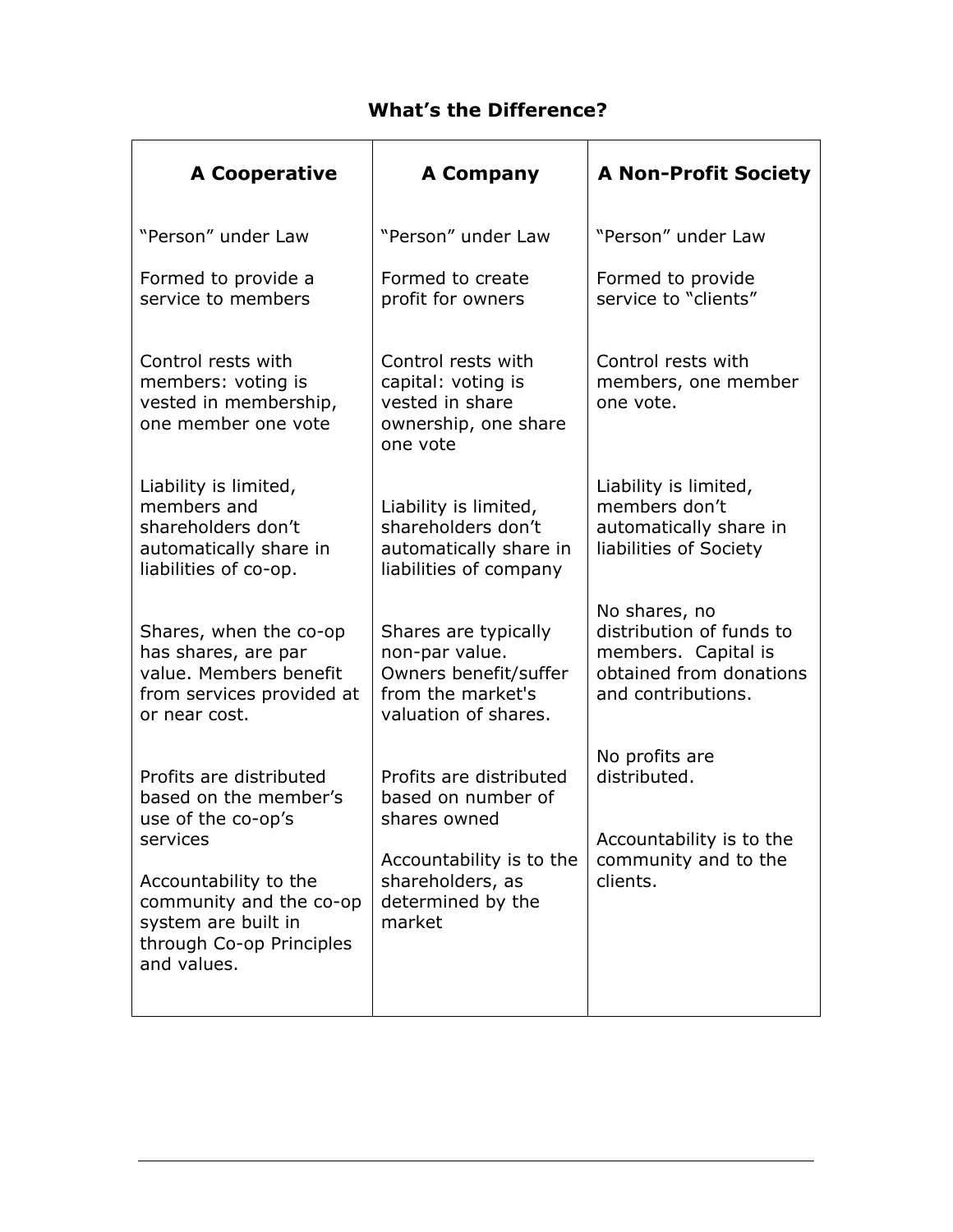## What's the Difference?

| A Cooperative | A Company | A Non-Profit Society |
|---|---|---|
| "Person" under Law | "Person" under Law | "Person" under Law |
| Formed to provide a service to members | Formed to create profit for owners | Formed to provide service to "clients" |
| Control rests with members: voting is vested in membership, one member one vote | Control rests with capital: voting is vested in share ownership, one share one vote | Control rests with members, one member one vote. |
| Liability is limited, members and shareholders don't automatically share in liabilities of co-op. | Liability is limited, shareholders don't automatically share in liabilities of company | Liability is limited, members don't automatically share in liabilities of Society |
| Shares, when the co-op has shares, are par value. Members benefit from services provided at or near cost. | Shares are typically non-par value. Owners benefit/suffer from the market's valuation of shares. | No shares, no distribution of funds to members. Capital is obtained from donations and contributions. |
| Profits are distributed based on the member's use of the co-op's services | Profits are distributed based on number of shares owned | No profits are distributed. |
| Accountability to the community and the co-op system are built in through Co-op Principles and values. | Accountability is to the shareholders, as determined by the market | Accountability is to the community and to the clients. |